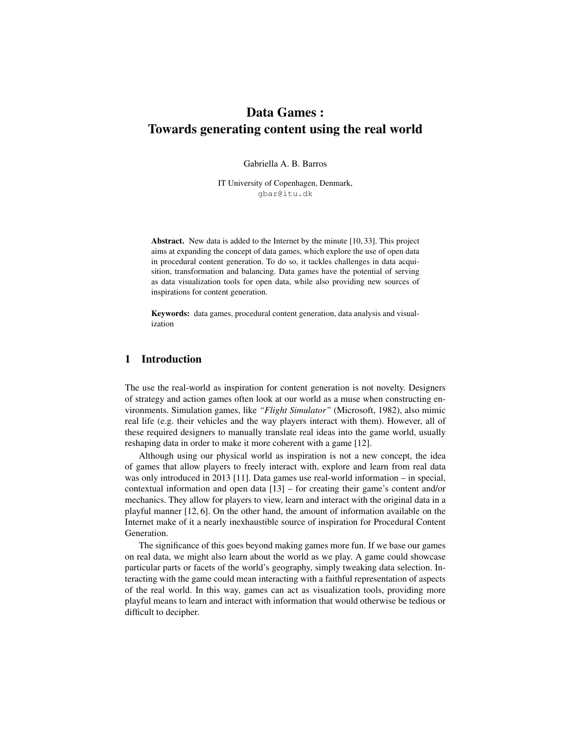# Data Games : Towards generating content using the real world

Gabriella A. B. Barros

IT University of Copenhagen, Denmark,
gbar@itu.dk

**Abstract.** New data is added to the Internet by the minute [10, 33]. This project aims at expanding the concept of data games, which explore the use of open data in procedural content generation. To do so, it tackles challenges in data acquisition, transformation and balancing. Data games have the potential of serving as data visualization tools for open data, while also providing new sources of inspirations for content generation.

**Keywords:** data games, procedural content generation, data analysis and visualization

## 1 Introduction

The use the real-world as inspiration for content generation is not novelty. Designers of strategy and action games often look at our world as a muse when constructing environments. Simulation games, like *"Flight Simulator"* (Microsoft, 1982), also mimic real life (e.g. their vehicles and the way players interact with them). However, all of these required designers to manually translate real ideas into the game world, usually reshaping data in order to make it more coherent with a game [12].

Although using our physical world as inspiration is not a new concept, the idea of games that allow players to freely interact with, explore and learn from real data was only introduced in 2013 [11]. Data games use real-world information – in special, contextual information and open data [13] – for creating their game's content and/or mechanics. They allow for players to view, learn and interact with the original data in a playful manner [12, 6]. On the other hand, the amount of information available on the Internet make of it a nearly inexhaustible source of inspiration for Procedural Content Generation.

The significance of this goes beyond making games more fun. If we base our games on real data, we might also learn about the world as we play. A game could showcase particular parts or facets of the world's geography, simply tweaking data selection. Interacting with the game could mean interacting with a faithful representation of aspects of the real world. In this way, games can act as visualization tools, providing more playful means to learn and interact with information that would otherwise be tedious or difficult to decipher.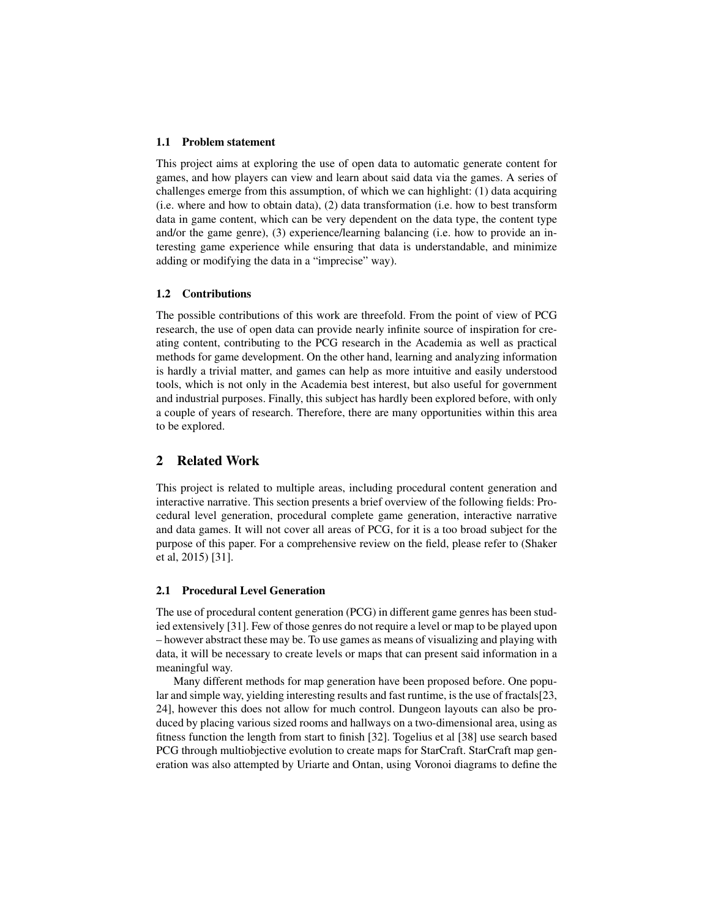### 1.1 Problem statement

This project aims at exploring the use of open data to automatic generate content for games, and how players can view and learn about said data via the games. A series of challenges emerge from this assumption, of which we can highlight: (1) data acquiring (i.e. where and how to obtain data), (2) data transformation (i.e. how to best transform data in game content, which can be very dependent on the data type, the content type and/or the game genre), (3) experience/learning balancing (i.e. how to provide an interesting game experience while ensuring that data is understandable, and minimize adding or modifying the data in a "imprecise" way).

### 1.2 Contributions

The possible contributions of this work are threefold. From the point of view of PCG research, the use of open data can provide nearly infinite source of inspiration for creating content, contributing to the PCG research in the Academia as well as practical methods for game development. On the other hand, learning and analyzing information is hardly a trivial matter, and games can help as more intuitive and easily understood tools, which is not only in the Academia best interest, but also useful for government and industrial purposes. Finally, this subject has hardly been explored before, with only a couple of years of research. Therefore, there are many opportunities within this area to be explored.

## 2 Related Work

This project is related to multiple areas, including procedural content generation and interactive narrative. This section presents a brief overview of the following fields: Procedural level generation, procedural complete game generation, interactive narrative and data games. It will not cover all areas of PCG, for it is a too broad subject for the purpose of this paper. For a comprehensive review on the field, please refer to (Shaker et al, 2015) [31].

### 2.1 Procedural Level Generation

The use of procedural content generation (PCG) in different game genres has been studied extensively [31]. Few of those genres do not require a level or map to be played upon – however abstract these may be. To use games as means of visualizing and playing with data, it will be necessary to create levels or maps that can present said information in a meaningful way.

Many different methods for map generation have been proposed before. One popular and simple way, yielding interesting results and fast runtime, is the use of fractals[23, 24], however this does not allow for much control. Dungeon layouts can also be produced by placing various sized rooms and hallways on a two-dimensional area, using as fitness function the length from start to finish [32]. Togelius et al [38] use search based PCG through multiobjective evolution to create maps for StarCraft. StarCraft map generation was also attempted by Uriarte and Ontan, using Voronoi diagrams to define the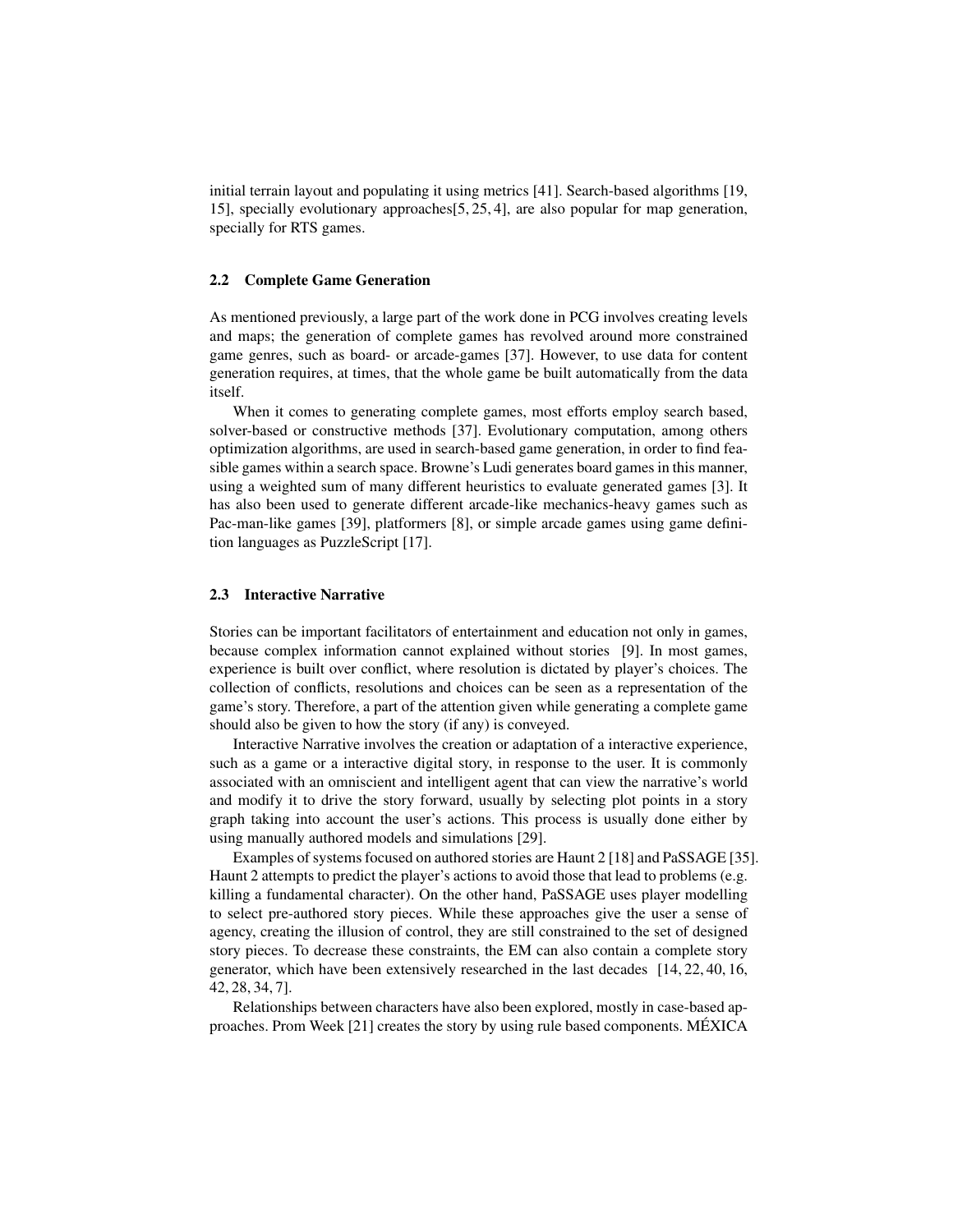initial terrain layout and populating it using metrics [41]. Search-based algorithms [19, 15], specially evolutionary approaches[5, 25, 4], are also popular for map generation, specially for RTS games.

### 2.2 Complete Game Generation

As mentioned previously, a large part of the work done in PCG involves creating levels and maps; the generation of complete games has revolved around more constrained game genres, such as board- or arcade-games [37]. However, to use data for content generation requires, at times, that the whole game be built automatically from the data itself.

When it comes to generating complete games, most efforts employ search based, solver-based or constructive methods [37]. Evolutionary computation, among others optimization algorithms, are used in search-based game generation, in order to find feasible games within a search space. Browne's Ludi generates board games in this manner, using a weighted sum of many different heuristics to evaluate generated games [3]. It has also been used to generate different arcade-like mechanics-heavy games such as Pac-man-like games [39], platformers [8], or simple arcade games using game definition languages as PuzzleScript [17].

### 2.3 Interactive Narrative

Stories can be important facilitators of entertainment and education not only in games, because complex information cannot explained without stories [9]. In most games, experience is built over conflict, where resolution is dictated by player's choices. The collection of conflicts, resolutions and choices can be seen as a representation of the game's story. Therefore, a part of the attention given while generating a complete game should also be given to how the story (if any) is conveyed.

Interactive Narrative involves the creation or adaptation of a interactive experience, such as a game or a interactive digital story, in response to the user. It is commonly associated with an omniscient and intelligent agent that can view the narrative's world and modify it to drive the story forward, usually by selecting plot points in a story graph taking into account the user's actions. This process is usually done either by using manually authored models and simulations [29].

Examples of systems focused on authored stories are Haunt 2 [18] and PaSSAGE [35]. Haunt 2 attempts to predict the player's actions to avoid those that lead to problems (e.g. killing a fundamental character). On the other hand, PaSSAGE uses player modelling to select pre-authored story pieces. While these approaches give the user a sense of agency, creating the illusion of control, they are still constrained to the set of designed story pieces. To decrease these constraints, the EM can also contain a complete story generator, which have been extensively researched in the last decades [14, 22, 40, 16, 42, 28, 34, 7].

Relationships between characters have also been explored, mostly in case-based approaches. Prom Week [21] creates the story by using rule based components. MÉXICA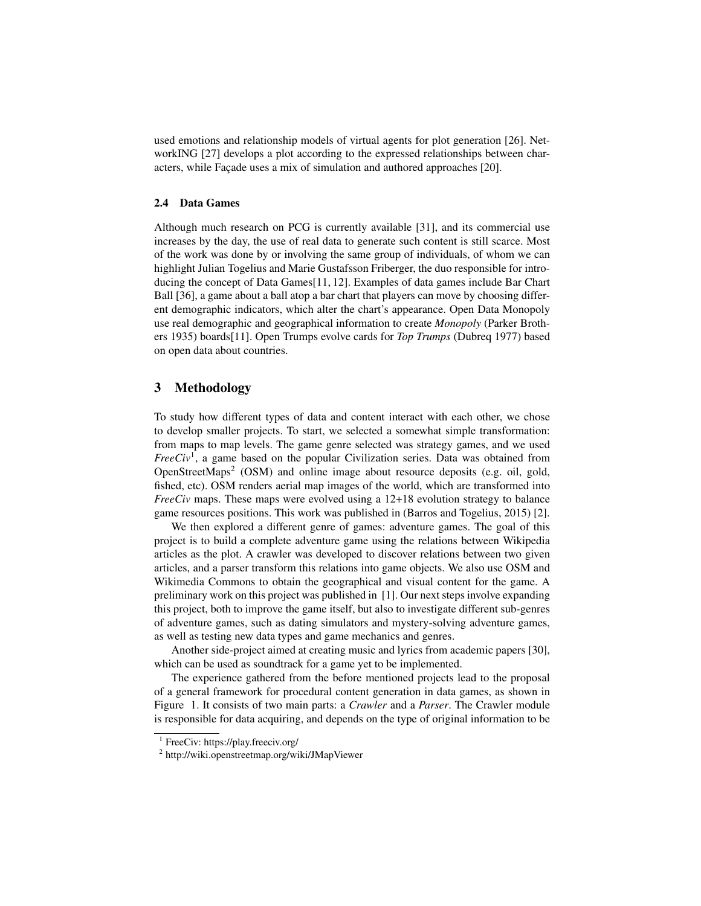used emotions and relationship models of virtual agents for plot generation [26]. NetworkING [27] develops a plot according to the expressed relationships between characters, while Façade uses a mix of simulation and authored approaches [20].

### 2.4 Data Games

Although much research on PCG is currently available [31], and its commercial use increases by the day, the use of real data to generate such content is still scarce. Most of the work was done by or involving the same group of individuals, of whom we can highlight Julian Togelius and Marie Gustafsson Friberger, the duo responsible for introducing the concept of Data Games[11, 12]. Examples of data games include Bar Chart Ball [36], a game about a ball atop a bar chart that players can move by choosing different demographic indicators, which alter the chart's appearance. Open Data Monopoly use real demographic and geographical information to create *Monopoly* (Parker Brothers 1935) boards[11]. Open Trumps evolve cards for *Top Trumps* (Dubreq 1977) based on open data about countries.

## 3 Methodology

To study how different types of data and content interact with each other, we chose to develop smaller projects. To start, we selected a somewhat simple transformation: from maps to map levels. The game genre selected was strategy games, and we used *FreeCiv*[1], a game based on the popular Civilization series. Data was obtained from OpenStreetMaps[2] (OSM) and online image about resource deposits (e.g. oil, gold, fished, etc). OSM renders aerial map images of the world, which are transformed into *FreeCiv* maps. These maps were evolved using a 12+18 evolution strategy to balance game resources positions. This work was published in (Barros and Togelius, 2015) [2].

We then explored a different genre of games: adventure games. The goal of this project is to build a complete adventure game using the relations between Wikipedia articles as the plot. A crawler was developed to discover relations between two given articles, and a parser transform this relations into game objects. We also use OSM and Wikimedia Commons to obtain the geographical and visual content for the game. A preliminary work on this project was published in [1]. Our next steps involve expanding this project, both to improve the game itself, but also to investigate different sub-genres of adventure games, such as dating simulators and mystery-solving adventure games, as well as testing new data types and game mechanics and genres.

Another side-project aimed at creating music and lyrics from academic papers [30], which can be used as soundtrack for a game yet to be implemented.

The experience gathered from the before mentioned projects lead to the proposal of a general framework for procedural content generation in data games, as shown in Figure 1. It consists of two main parts: a *Crawler* and a *Parser*. The Crawler module is responsible for data acquiring, and depends on the type of original information to be

[1] FreeCiv: https://play.freeciv.org/

[2] http://wiki.openstreetmap.org/wiki/JMapViewer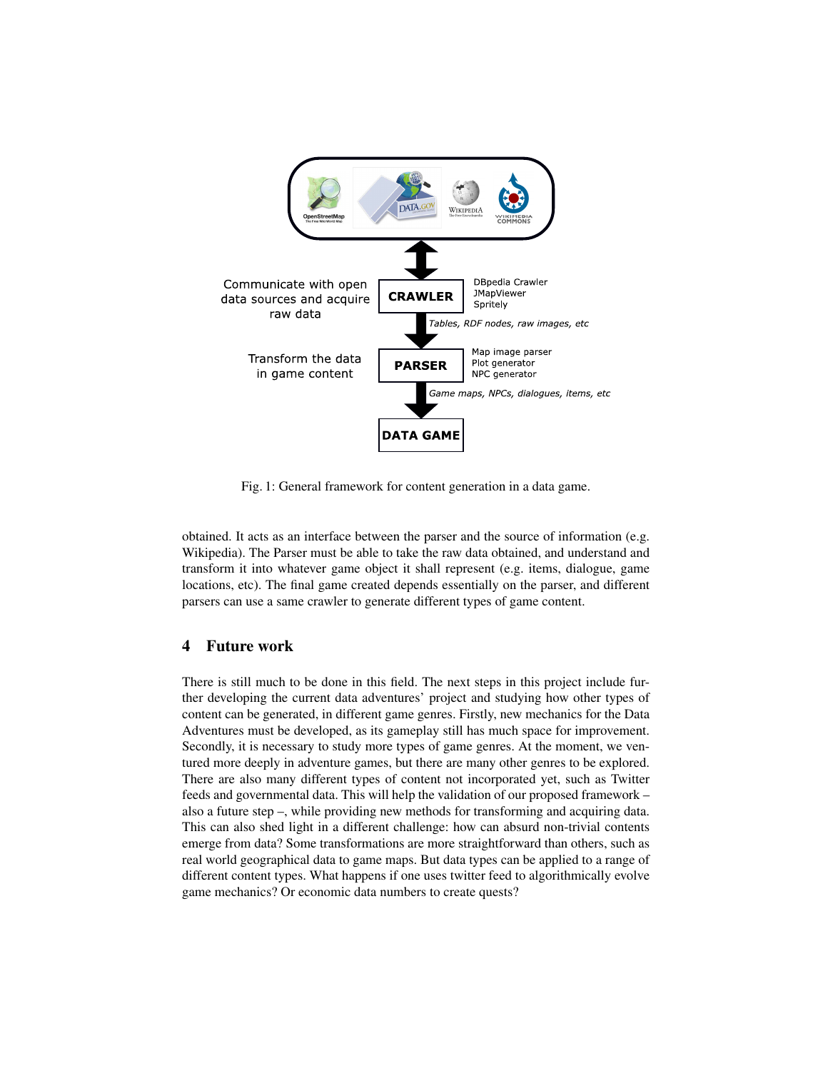Fig. 1: General framework for content generation in a data game.

obtained. It acts as an interface between the parser and the source of information (e.g. Wikipedia). The Parser must be able to take the raw data obtained, and understand and transform it into whatever game object it shall represent (e.g. items, dialogue, game locations, etc). The final game created depends essentially on the parser, and different parsers can use a same crawler to generate different types of game content.

## 4 Future work

There is still much to be done in this field. The next steps in this project include further developing the current data adventures' project and studying how other types of content can be generated, in different game genres. Firstly, new mechanics for the Data Adventures must be developed, as its gameplay still has much space for improvement. Secondly, it is necessary to study more types of game genres. At the moment, we ventured more deeply in adventure games, but there are many other genres to be explored. There are also many different types of content not incorporated yet, such as Twitter feeds and governmental data. This will help the validation of our proposed framework – also a future step –, while providing new methods for transforming and acquiring data. This can also shed light in a different challenge: how can absurd non-trivial contents emerge from data? Some transformations are more straightforward than others, such as real world geographical data to game maps. But data types can be applied to a range of different content types. What happens if one uses twitter feed to algorithmically evolve game mechanics? Or economic data numbers to create quests?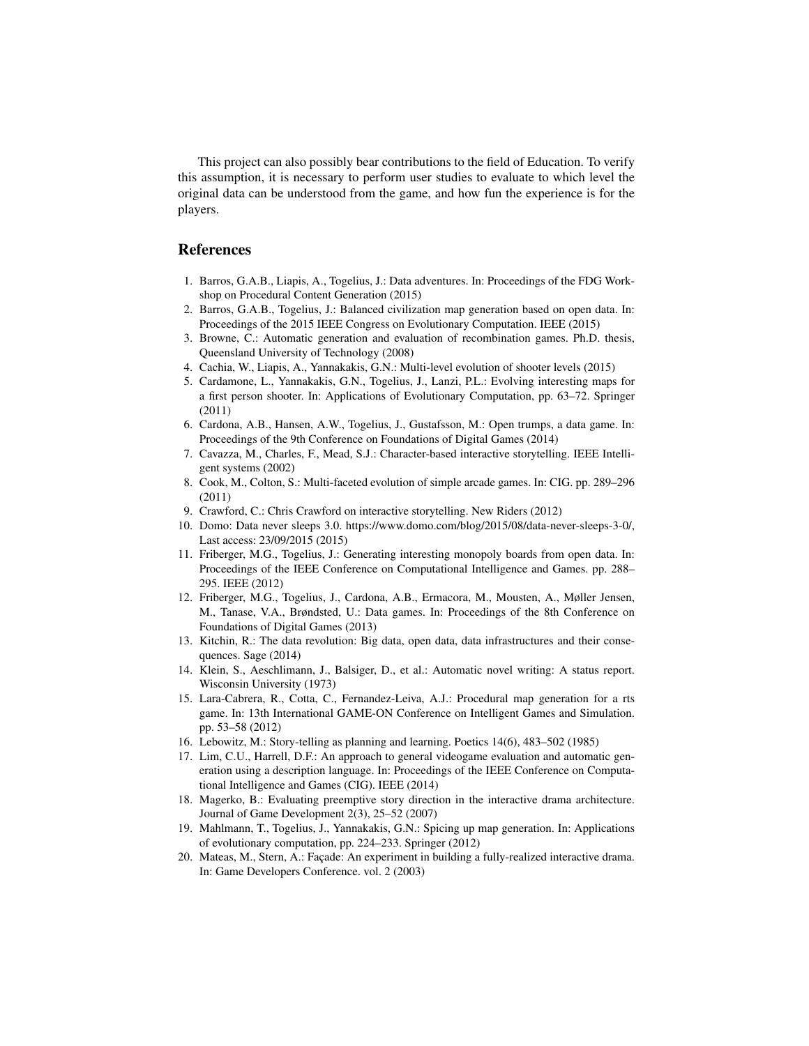This project can also possibly bear contributions to the field of Education. To verify this assumption, it is necessary to perform user studies to evaluate to which level the original data can be understood from the game, and how fun the experience is for the players.

## References

1. Barros, G.A.B., Liapis, A., Togelius, J.: Data adventures. In: Proceedings of the FDG Workshop on Procedural Content Generation (2015)
2. Barros, G.A.B., Togelius, J.: Balanced civilization map generation based on open data. In: Proceedings of the 2015 IEEE Congress on Evolutionary Computation. IEEE (2015)
3. Browne, C.: Automatic generation and evaluation of recombination games. Ph.D. thesis, Queensland University of Technology (2008)
4. Cachia, W., Liapis, A., Yannakakis, G.N.: Multi-level evolution of shooter levels (2015)
5. Cardamone, L., Yannakakis, G.N., Togelius, J., Lanzi, P.L.: Evolving interesting maps for a first person shooter. In: Applications of Evolutionary Computation, pp. 63–72. Springer (2011)
6. Cardona, A.B., Hansen, A.W., Togelius, J., Gustafsson, M.: Open trumps, a data game. In: Proceedings of the 9th Conference on Foundations of Digital Games (2014)
7. Cavazza, M., Charles, F., Mead, S.J.: Character-based interactive storytelling. IEEE Intelligent systems (2002)
8. Cook, M., Colton, S.: Multi-faceted evolution of simple arcade games. In: CIG. pp. 289–296 (2011)
9. Crawford, C.: Chris Crawford on interactive storytelling. New Riders (2012)
10. Domo: Data never sleeps 3.0. https://www.domo.com/blog/2015/08/data-never-sleeps-3-0/, Last access: 23/09/2015 (2015)
11. Friberger, M.G., Togelius, J.: Generating interesting monopoly boards from open data. In: Proceedings of the IEEE Conference on Computational Intelligence and Games. pp. 288–295. IEEE (2012)
12. Friberger, M.G., Togelius, J., Cardona, A.B., Ermacora, M., Mousten, A., Møller Jensen, M., Tanase, V.A., Brøndsted, U.: Data games. In: Proceedings of the 8th Conference on Foundations of Digital Games (2013)
13. Kitchin, R.: The data revolution: Big data, open data, data infrastructures and their consequences. Sage (2014)
14. Klein, S., Aeschlimann, J., Balsiger, D., et al.: Automatic novel writing: A status report. Wisconsin University (1973)
15. Lara-Cabrera, R., Cotta, C., Fernandez-Leiva, A.J.: Procedural map generation for a rts game. In: 13th International GAME-ON Conference on Intelligent Games and Simulation. pp. 53–58 (2012)
16. Lebowitz, M.: Story-telling as planning and learning. Poetics 14(6), 483–502 (1985)
17. Lim, C.U., Harrell, D.F.: An approach to general videogame evaluation and automatic generation using a description language. In: Proceedings of the IEEE Conference on Computational Intelligence and Games (CIG). IEEE (2014)
18. Magerko, B.: Evaluating preemptive story direction in the interactive drama architecture. Journal of Game Development 2(3), 25–52 (2007)
19. Mahlmann, T., Togelius, J., Yannakakis, G.N.: Spicing up map generation. In: Applications of evolutionary computation, pp. 224–233. Springer (2012)
20. Mateas, M., Stern, A.: Façade: An experiment in building a fully-realized interactive drama. In: Game Developers Conference. vol. 2 (2003)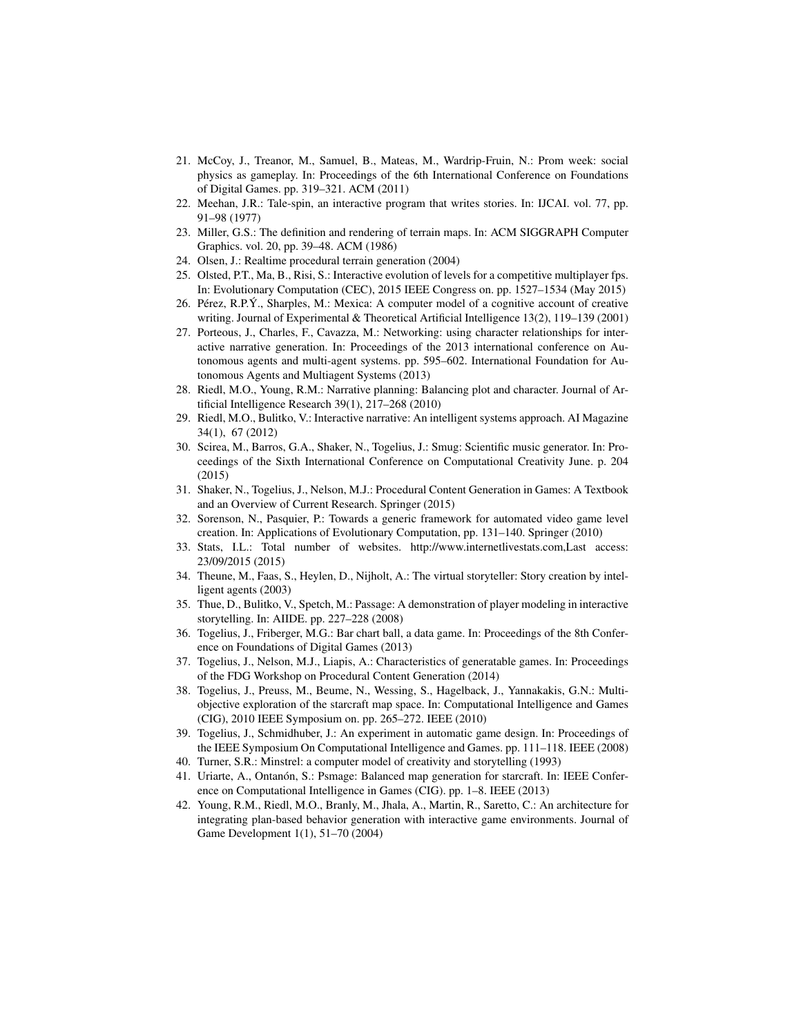21. McCoy, J., Treanor, M., Samuel, B., Mateas, M., Wardrip-Fruin, N.: Prom week: social physics as gameplay. In: Proceedings of the 6th International Conference on Foundations of Digital Games. pp. 319–321. ACM (2011)
22. Meehan, J.R.: Tale-spin, an interactive program that writes stories. In: IJCAI. vol. 77, pp. 91–98 (1977)
23. Miller, G.S.: The definition and rendering of terrain maps. In: ACM SIGGRAPH Computer Graphics. vol. 20, pp. 39–48. ACM (1986)
24. Olsen, J.: Realtime procedural terrain generation (2004)
25. Olsted, P.T., Ma, B., Risi, S.: Interactive evolution of levels for a competitive multiplayer fps. In: Evolutionary Computation (CEC), 2015 IEEE Congress on. pp. 1527–1534 (May 2015)
26. Pérez, R.P.Ý., Sharples, M.: Mexica: A computer model of a cognitive account of creative writing. Journal of Experimental & Theoretical Artificial Intelligence 13(2), 119–139 (2001)
27. Porteous, J., Charles, F., Cavazza, M.: Networking: using character relationships for interactive narrative generation. In: Proceedings of the 2013 international conference on Autonomous agents and multi-agent systems. pp. 595–602. International Foundation for Autonomous Agents and Multiagent Systems (2013)
28. Riedl, M.O., Young, R.M.: Narrative planning: Balancing plot and character. Journal of Artificial Intelligence Research 39(1), 217–268 (2010)
29. Riedl, M.O., Bulitko, V.: Interactive narrative: An intelligent systems approach. AI Magazine 34(1), 67 (2012)
30. Scirea, M., Barros, G.A., Shaker, N., Togelius, J.: Smug: Scientific music generator. In: Proceedings of the Sixth International Conference on Computational Creativity June. p. 204 (2015)
31. Shaker, N., Togelius, J., Nelson, M.J.: Procedural Content Generation in Games: A Textbook and an Overview of Current Research. Springer (2015)
32. Sorenson, N., Pasquier, P.: Towards a generic framework for automated video game level creation. In: Applications of Evolutionary Computation, pp. 131–140. Springer (2010)
33. Stats, I.L.: Total number of websites. http://www.internetlivestats.com,Last access: 23/09/2015 (2015)
34. Theune, M., Faas, S., Heylen, D., Nijholt, A.: The virtual storyteller: Story creation by intelligent agents (2003)
35. Thue, D., Bulitko, V., Spetch, M.: Passage: A demonstration of player modeling in interactive storytelling. In: AIIDE. pp. 227–228 (2008)
36. Togelius, J., Friberger, M.G.: Bar chart ball, a data game. In: Proceedings of the 8th Conference on Foundations of Digital Games (2013)
37. Togelius, J., Nelson, M.J., Liapis, A.: Characteristics of generatable games. In: Proceedings of the FDG Workshop on Procedural Content Generation (2014)
38. Togelius, J., Preuss, M., Beume, N., Wessing, S., Hagelback, J., Yannakakis, G.N.: Multiobjective exploration of the starcraft map space. In: Computational Intelligence and Games (CIG), 2010 IEEE Symposium on. pp. 265–272. IEEE (2010)
39. Togelius, J., Schmidhuber, J.: An experiment in automatic game design. In: Proceedings of the IEEE Symposium On Computational Intelligence and Games. pp. 111–118. IEEE (2008)
40. Turner, S.R.: Minstrel: a computer model of creativity and storytelling (1993)
41. Uriarte, A., Ontanón, S.: Psmage: Balanced map generation for starcraft. In: IEEE Conference on Computational Intelligence in Games (CIG). pp. 1–8. IEEE (2013)
42. Young, R.M., Riedl, M.O., Branly, M., Jhala, A., Martin, R., Saretto, C.: An architecture for integrating plan-based behavior generation with interactive game environments. Journal of Game Development 1(1), 51–70 (2004)